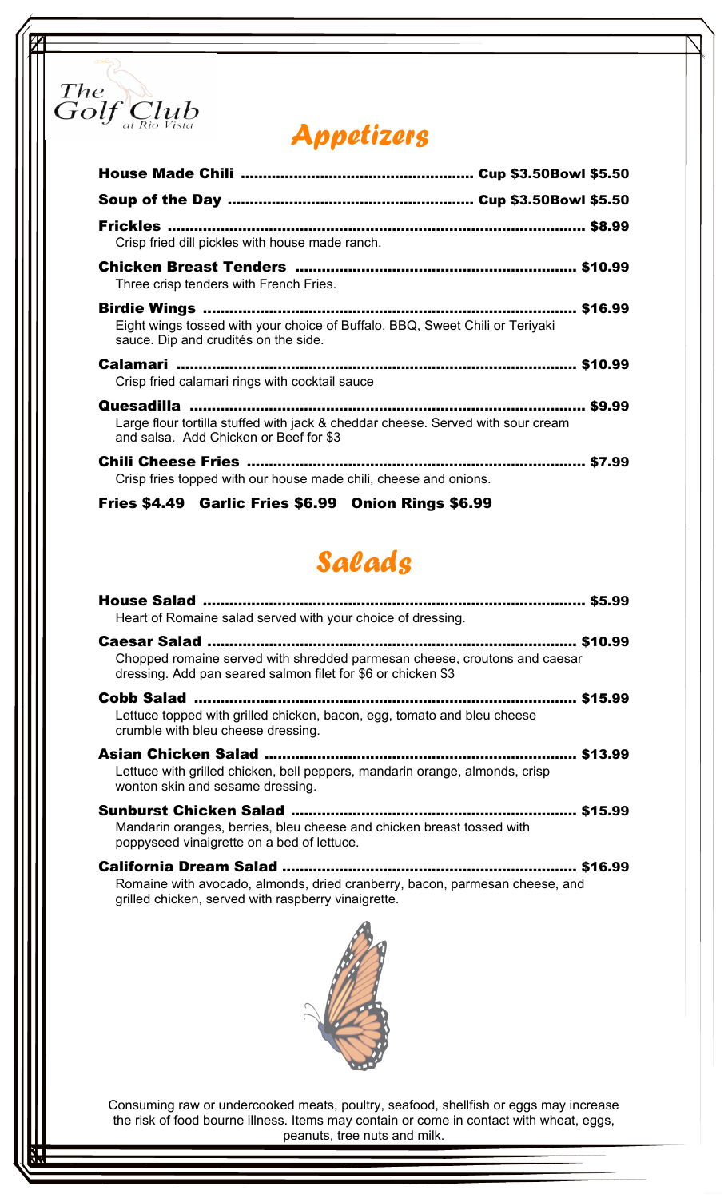The Golf Club at Rio Vista

# Appetizers

**House Made Chili** ........................................ **Cup $3.50 Bowl $5.50**

**Soup of the Day** ........................................ **Cup $3.50 Bowl $5.50**

**Frickles** ........................................ **$8.99**
Crisp fried dill pickles with house made ranch.

**Chicken Breast Tenders** ........................................ **$10.99**
Three crisp tenders with French Fries.

**Birdie Wings** ........................................ **$16.99**
Eight wings tossed with your choice of Buffalo, BBQ, Sweet Chili or Teriyaki sauce. Dip and crudités on the side.

**Calamari** ........................................ **$10.99**
Crisp fried calamari rings with cocktail sauce

**Quesadilla** ........................................ **$9.99**
Large flour tortilla stuffed with jack & cheddar cheese. Served with sour cream and salsa. Add Chicken or Beef for $3

**Chili Cheese Fries** ........................................ **$7.99**
Crisp fries topped with our house made chili, cheese and onions.

**Fries $4.49 Garlic Fries $6.99 Onion Rings $6.99**

# Salads

**House Salad** ........................................ **$5.99**
Heart of Romaine salad served with your choice of dressing.

**Caesar Salad** ........................................ **$10.99**
Chopped romaine served with shredded parmesan cheese, croutons and caesar dressing. Add pan seared salmon filet for $6 or chicken $3

**Cobb Salad** ........................................ **$15.99**
Lettuce topped with grilled chicken, bacon, egg, tomato and bleu cheese crumble with bleu cheese dressing.

**Asian Chicken Salad** ........................................ **$13.99**
Lettuce with grilled chicken, bell peppers, mandarin orange, almonds, crisp wonton skin and sesame dressing.

**Sunburst Chicken Salad** ........................................ **$15.99**
Mandarin oranges, berries, bleu cheese and chicken breast tossed with poppyseed vinaigrette on a bed of lettuce.

**California Dream Salad** ........................................ **$16.99**
Romaine with avocado, almonds, dried cranberry, bacon, parmesan cheese, and grilled chicken, served with raspberry vinaigrette.

Consuming raw or undercooked meats, poultry, seafood, shellfish or eggs may increase the risk of food bourne illness. Items may contain or come in contact with wheat, eggs, peanuts, tree nuts and milk.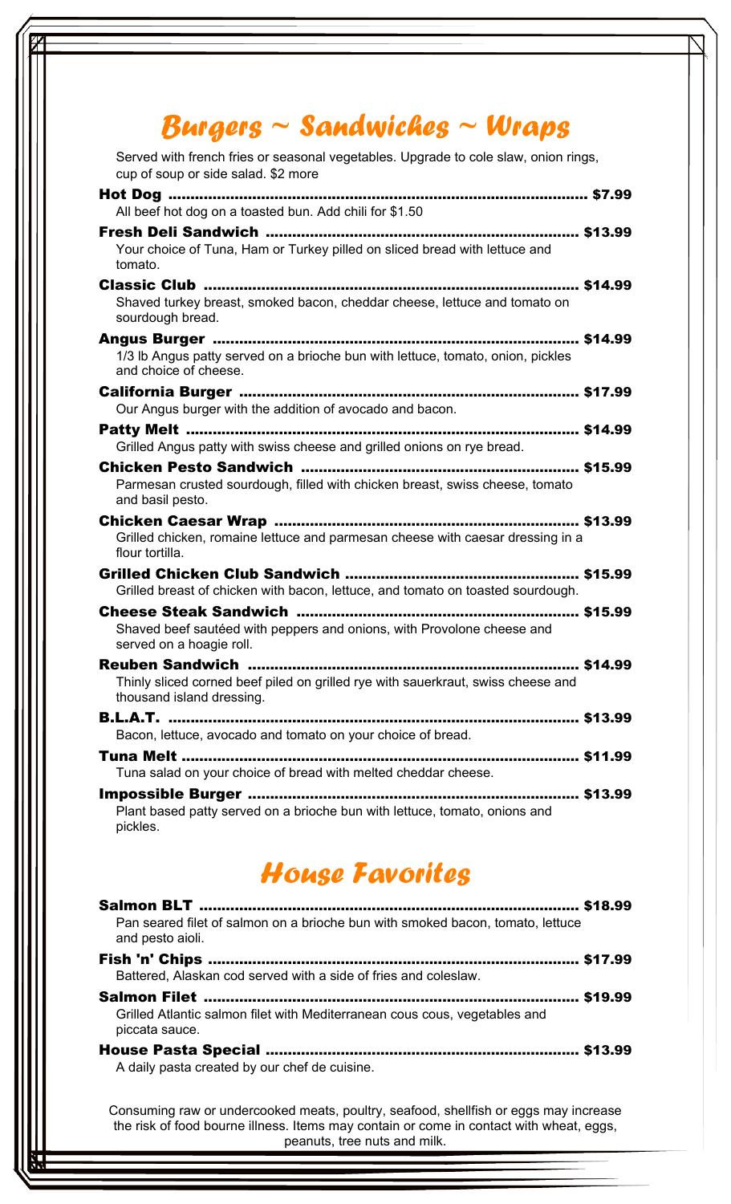# Burgers ~ Sandwiches ~ Wraps

Served with french fries or seasonal vegetables. Upgrade to cole slaw, onion rings, cup of soup or side salad. $2 more

**Hot Dog** ............................................................................................... **$7.99**
All beef hot dog on a toasted bun. Add chili for $1.50

**Fresh Deli Sandwich** ....................................................................... **$13.99**
Your choice of Tuna, Ham or Turkey pilled on sliced bread with lettuce and tomato.

**Classic Club** ..................................................................................... **$14.99**
Shaved turkey breast, smoked bacon, cheddar cheese, lettuce and tomato on sourdough bread.

**Angus Burger** ................................................................................... **$14.99**
1/3 lb Angus patty served on a brioche bun with lettuce, tomato, onion, pickles and choice of cheese.

**California Burger** ............................................................................ **$17.99**
Our Angus burger with the addition of avocado and bacon.

**Patty Melt** ......................................................................................... **$14.99**
Grilled Angus patty with swiss cheese and grilled onions on rye bread.

**Chicken Pesto Sandwich** ................................................................ **$15.99**
Parmesan crusted sourdough, filled with chicken breast, swiss cheese, tomato and basil pesto.

**Chicken Caesar Wrap** ...................................................................... **$13.99**
Grilled chicken, romaine lettuce and parmesan cheese with caesar dressing in a flour tortilla.

**Grilled Chicken Club Sandwich** ..................................................... **$15.99**
Grilled breast of chicken with bacon, lettuce, and tomato on toasted sourdough.

**Cheese Steak Sandwich** ................................................................. **$15.99**
Shaved beef sautéed with peppers and onions, with Provolone cheese and served on a hoagie roll.

**Reuben Sandwich** ........................................................................... **$14.99**
Thinly sliced corned beef piled on grilled rye with sauerkraut, swiss cheese and thousand island dressing.

**B.L.A.T.** ............................................................................................ **$13.99**
Bacon, lettuce, avocado and tomato on your choice of bread.

**Tuna Melt** .......................................................................................... **$11.99**
Tuna salad on your choice of bread with melted cheddar cheese.

**Impossible Burger** ........................................................................... **$13.99**
Plant based patty served on a brioche bun with lettuce, tomato, onions and pickles.

# House Favorites

**Salmon BLT** ...................................................................................... **$18.99**
Pan seared filet of salmon on a brioche bun with smoked bacon, tomato, lettuce and pesto aioli.

**Fish 'n' Chips** ................................................................................... **$17.99**
Battered, Alaskan cod served with a side of fries and coleslaw.

**Salmon Filet** ..................................................................................... **$19.99**
Grilled Atlantic salmon filet with Mediterranean cous cous, vegetables and piccata sauce.

**House Pasta Special** ....................................................................... **$13.99**
A daily pasta created by our chef de cuisine.

Consuming raw or undercooked meats, poultry, seafood, shellfish or eggs may increase the risk of food bourne illness. Items may contain or come in contact with wheat, eggs, peanuts, tree nuts and milk.